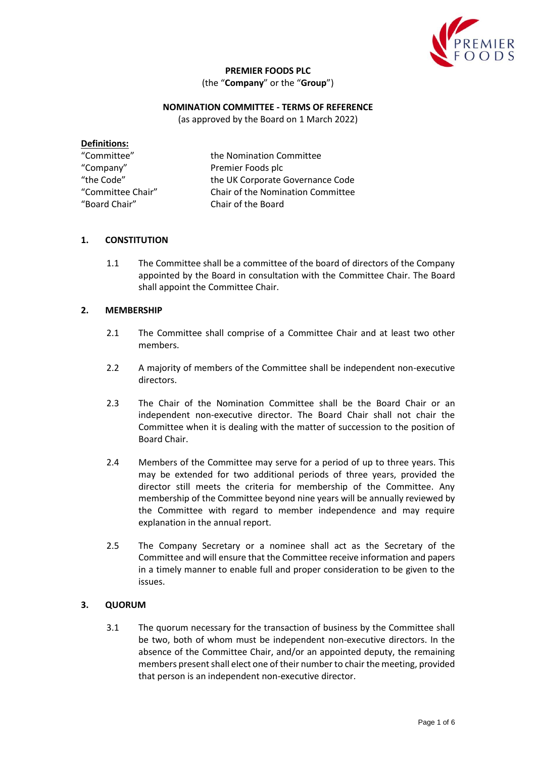**PREMIER FOODS PLC**
(the "**Company**" or the "**Group**")

**NOMINATION COMMITTEE - TERMS OF REFERENCE**
(as approved by the Board on 1 March 2022)

**Definitions:**

| | |
|---|---|
| "Committee" | the Nomination Committee |
| "Company" | Premier Foods plc |
| "the Code" | the UK Corporate Governance Code |
| "Committee Chair" | Chair of the Nomination Committee |
| "Board Chair" | Chair of the Board |

## 1. CONSTITUTION

1.1 The Committee shall be a committee of the board of directors of the Company appointed by the Board in consultation with the Committee Chair. The Board shall appoint the Committee Chair.

## 2. MEMBERSHIP

2.1 The Committee shall comprise of a Committee Chair and at least two other members.

2.2 A majority of members of the Committee shall be independent non-executive directors.

2.3 The Chair of the Nomination Committee shall be the Board Chair or an independent non-executive director. The Board Chair shall not chair the Committee when it is dealing with the matter of succession to the position of Board Chair.

2.4 Members of the Committee may serve for a period of up to three years. This may be extended for two additional periods of three years, provided the director still meets the criteria for membership of the Committee. Any membership of the Committee beyond nine years will be annually reviewed by the Committee with regard to member independence and may require explanation in the annual report.

2.5 The Company Secretary or a nominee shall act as the Secretary of the Committee and will ensure that the Committee receive information and papers in a timely manner to enable full and proper consideration to be given to the issues.

## 3. QUORUM

3.1 The quorum necessary for the transaction of business by the Committee shall be two, both of whom must be independent non-executive directors. In the absence of the Committee Chair, and/or an appointed deputy, the remaining members present shall elect one of their number to chair the meeting, provided that person is an independent non-executive director.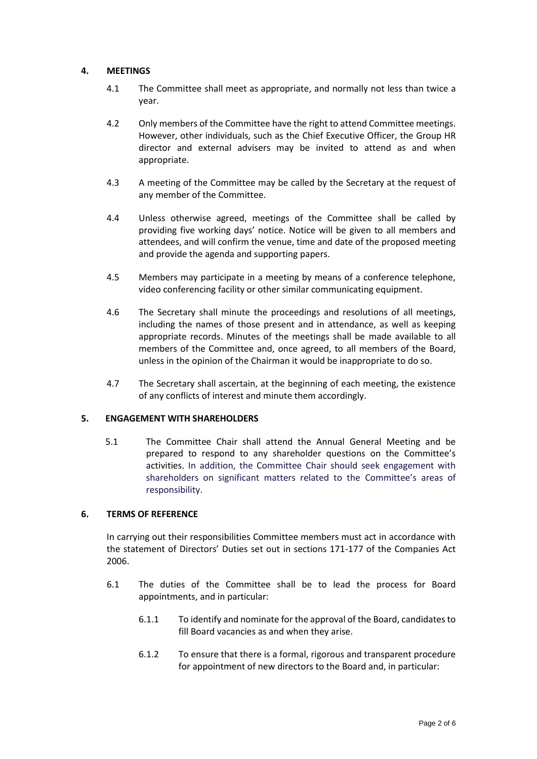## 4. MEETINGS

4.1 The Committee shall meet as appropriate, and normally not less than twice a year.

4.2 Only members of the Committee have the right to attend Committee meetings. However, other individuals, such as the Chief Executive Officer, the Group HR director and external advisers may be invited to attend as and when appropriate.

4.3 A meeting of the Committee may be called by the Secretary at the request of any member of the Committee.

4.4 Unless otherwise agreed, meetings of the Committee shall be called by providing five working days' notice. Notice will be given to all members and attendees, and will confirm the venue, time and date of the proposed meeting and provide the agenda and supporting papers.

4.5 Members may participate in a meeting by means of a conference telephone, video conferencing facility or other similar communicating equipment.

4.6 The Secretary shall minute the proceedings and resolutions of all meetings, including the names of those present and in attendance, as well as keeping appropriate records. Minutes of the meetings shall be made available to all members of the Committee and, once agreed, to all members of the Board, unless in the opinion of the Chairman it would be inappropriate to do so.

4.7 The Secretary shall ascertain, at the beginning of each meeting, the existence of any conflicts of interest and minute them accordingly.

## 5. ENGAGEMENT WITH SHAREHOLDERS

5.1 The Committee Chair shall attend the Annual General Meeting and be prepared to respond to any shareholder questions on the Committee's activities. In addition, the Committee Chair should seek engagement with shareholders on significant matters related to the Committee's areas of responsibility.

## 6. TERMS OF REFERENCE

In carrying out their responsibilities Committee members must act in accordance with the statement of Directors' Duties set out in sections 171-177 of the Companies Act 2006.

6.1 The duties of the Committee shall be to lead the process for Board appointments, and in particular:

6.1.1 To identify and nominate for the approval of the Board, candidates to fill Board vacancies as and when they arise.

6.1.2 To ensure that there is a formal, rigorous and transparent procedure for appointment of new directors to the Board and, in particular: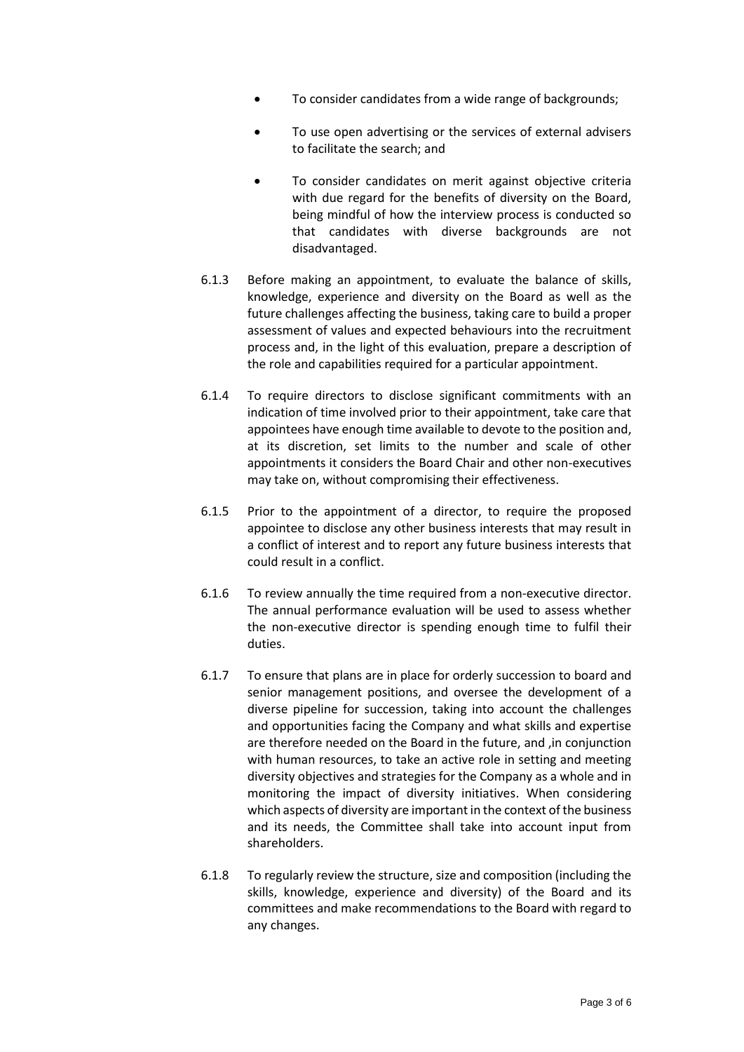- To consider candidates from a wide range of backgrounds;
- To use open advertising or the services of external advisers to facilitate the search; and
- To consider candidates on merit against objective criteria with due regard for the benefits of diversity on the Board, being mindful of how the interview process is conducted so that candidates with diverse backgrounds are not disadvantaged.

6.1.3 Before making an appointment, to evaluate the balance of skills, knowledge, experience and diversity on the Board as well as the future challenges affecting the business, taking care to build a proper assessment of values and expected behaviours into the recruitment process and, in the light of this evaluation, prepare a description of the role and capabilities required for a particular appointment.

6.1.4 To require directors to disclose significant commitments with an indication of time involved prior to their appointment, take care that appointees have enough time available to devote to the position and, at its discretion, set limits to the number and scale of other appointments it considers the Board Chair and other non-executives may take on, without compromising their effectiveness.

6.1.5 Prior to the appointment of a director, to require the proposed appointee to disclose any other business interests that may result in a conflict of interest and to report any future business interests that could result in a conflict.

6.1.6 To review annually the time required from a non-executive director. The annual performance evaluation will be used to assess whether the non-executive director is spending enough time to fulfil their duties.

6.1.7 To ensure that plans are in place for orderly succession to board and senior management positions, and oversee the development of a diverse pipeline for succession, taking into account the challenges and opportunities facing the Company and what skills and expertise are therefore needed on the Board in the future, and ,in conjunction with human resources, to take an active role in setting and meeting diversity objectives and strategies for the Company as a whole and in monitoring the impact of diversity initiatives. When considering which aspects of diversity are important in the context of the business and its needs, the Committee shall take into account input from shareholders.

6.1.8 To regularly review the structure, size and composition (including the skills, knowledge, experience and diversity) of the Board and its committees and make recommendations to the Board with regard to any changes.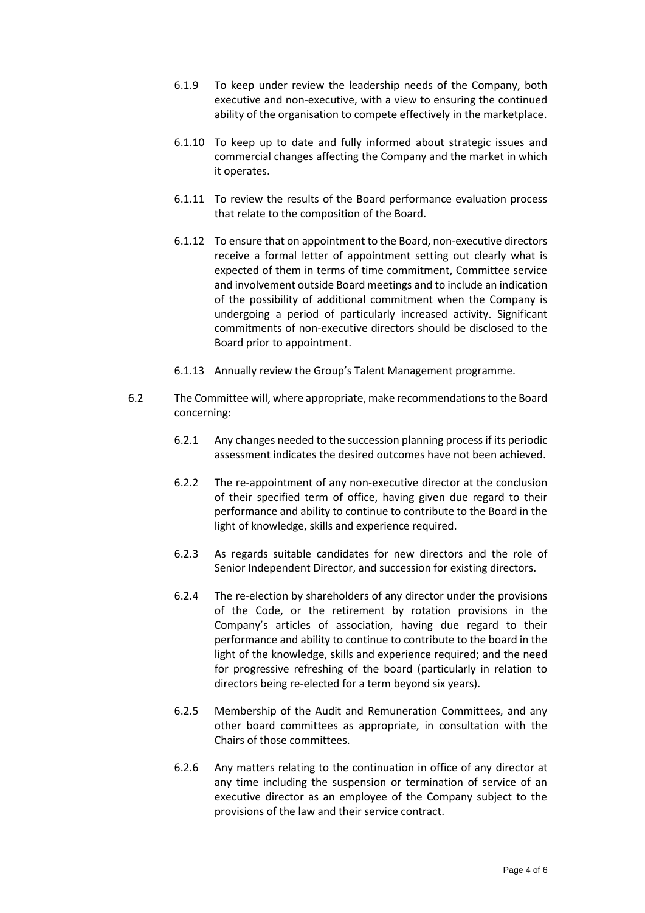6.1.9 To keep under review the leadership needs of the Company, both executive and non-executive, with a view to ensuring the continued ability of the organisation to compete effectively in the marketplace.

6.1.10 To keep up to date and fully informed about strategic issues and commercial changes affecting the Company and the market in which it operates.

6.1.11 To review the results of the Board performance evaluation process that relate to the composition of the Board.

6.1.12 To ensure that on appointment to the Board, non-executive directors receive a formal letter of appointment setting out clearly what is expected of them in terms of time commitment, Committee service and involvement outside Board meetings and to include an indication of the possibility of additional commitment when the Company is undergoing a period of particularly increased activity. Significant commitments of non-executive directors should be disclosed to the Board prior to appointment.

6.1.13 Annually review the Group's Talent Management programme.

6.2 The Committee will, where appropriate, make recommendations to the Board concerning:

6.2.1 Any changes needed to the succession planning process if its periodic assessment indicates the desired outcomes have not been achieved.

6.2.2 The re-appointment of any non-executive director at the conclusion of their specified term of office, having given due regard to their performance and ability to continue to contribute to the Board in the light of knowledge, skills and experience required.

6.2.3 As regards suitable candidates for new directors and the role of Senior Independent Director, and succession for existing directors.

6.2.4 The re-election by shareholders of any director under the provisions of the Code, or the retirement by rotation provisions in the Company's articles of association, having due regard to their performance and ability to continue to contribute to the board in the light of the knowledge, skills and experience required; and the need for progressive refreshing of the board (particularly in relation to directors being re-elected for a term beyond six years).

6.2.5 Membership of the Audit and Remuneration Committees, and any other board committees as appropriate, in consultation with the Chairs of those committees.

6.2.6 Any matters relating to the continuation in office of any director at any time including the suspension or termination of service of an executive director as an employee of the Company subject to the provisions of the law and their service contract.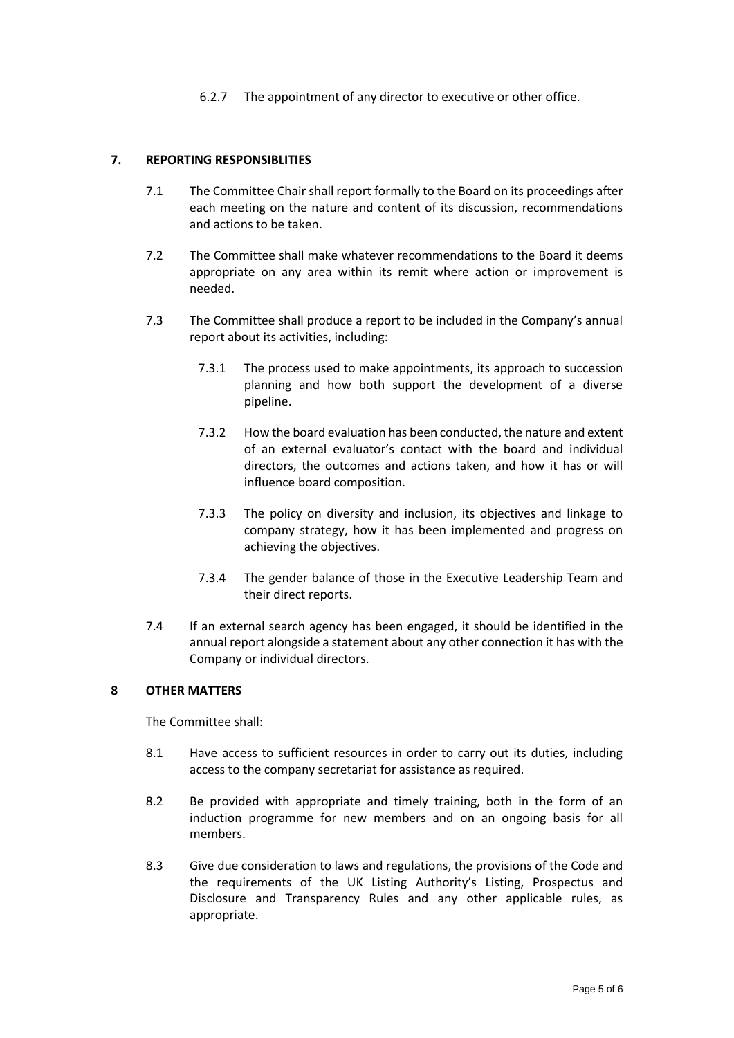6.2.7 The appointment of any director to executive or other office.

## 7. REPORTING RESPONSIBLITIES

7.1 The Committee Chair shall report formally to the Board on its proceedings after each meeting on the nature and content of its discussion, recommendations and actions to be taken.

7.2 The Committee shall make whatever recommendations to the Board it deems appropriate on any area within its remit where action or improvement is needed.

7.3 The Committee shall produce a report to be included in the Company's annual report about its activities, including:

7.3.1 The process used to make appointments, its approach to succession planning and how both support the development of a diverse pipeline.

7.3.2 How the board evaluation has been conducted, the nature and extent of an external evaluator's contact with the board and individual directors, the outcomes and actions taken, and how it has or will influence board composition.

7.3.3 The policy on diversity and inclusion, its objectives and linkage to company strategy, how it has been implemented and progress on achieving the objectives.

7.3.4 The gender balance of those in the Executive Leadership Team and their direct reports.

7.4 If an external search agency has been engaged, it should be identified in the annual report alongside a statement about any other connection it has with the Company or individual directors.

## 8 OTHER MATTERS

The Committee shall:

8.1 Have access to sufficient resources in order to carry out its duties, including access to the company secretariat for assistance as required.

8.2 Be provided with appropriate and timely training, both in the form of an induction programme for new members and on an ongoing basis for all members.

8.3 Give due consideration to laws and regulations, the provisions of the Code and the requirements of the UK Listing Authority's Listing, Prospectus and Disclosure and Transparency Rules and any other applicable rules, as appropriate.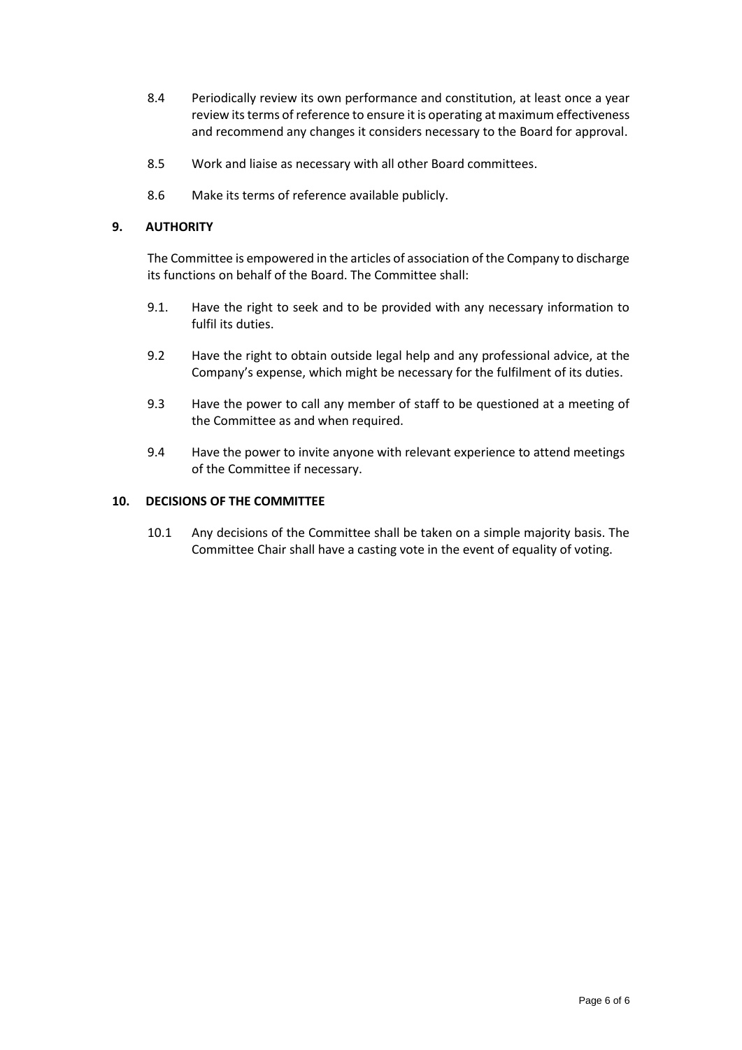8.4 Periodically review its own performance and constitution, at least once a year review its terms of reference to ensure it is operating at maximum effectiveness and recommend any changes it considers necessary to the Board for approval.

8.5 Work and liaise as necessary with all other Board committees.

8.6 Make its terms of reference available publicly.

## 9. AUTHORITY

The Committee is empowered in the articles of association of the Company to discharge its functions on behalf of the Board. The Committee shall:

9.1. Have the right to seek and to be provided with any necessary information to fulfil its duties.

9.2 Have the right to obtain outside legal help and any professional advice, at the Company's expense, which might be necessary for the fulfilment of its duties.

9.3 Have the power to call any member of staff to be questioned at a meeting of the Committee as and when required.

9.4 Have the power to invite anyone with relevant experience to attend meetings of the Committee if necessary.

## 10. DECISIONS OF THE COMMITTEE

10.1 Any decisions of the Committee shall be taken on a simple majority basis. The Committee Chair shall have a casting vote in the event of equality of voting.